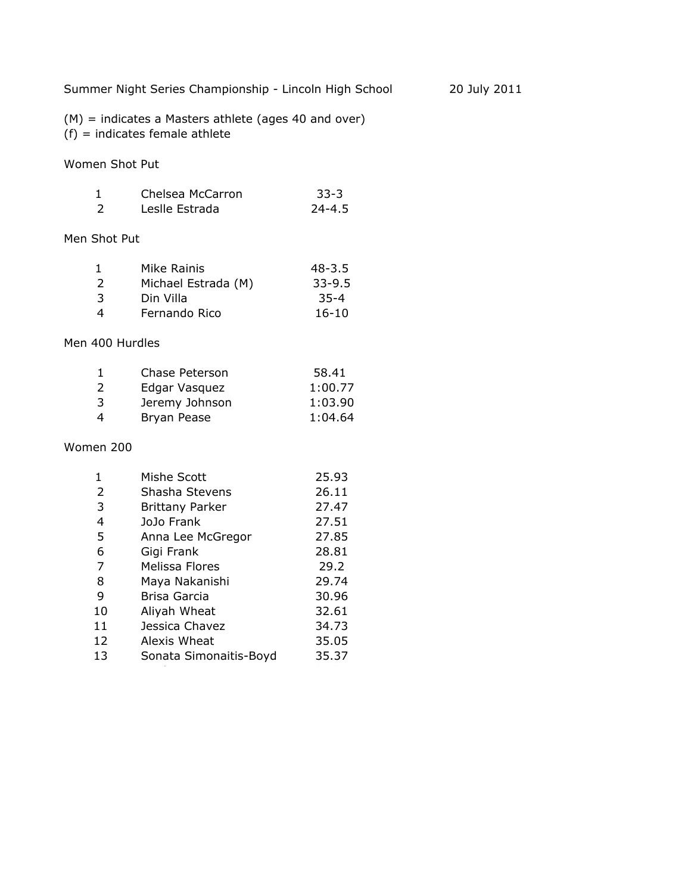Summer Night Series Championship - Lincoln High School 20 July 2011

(M) = indicates a Masters athlete (ages 40 and over)
(f) = indicates female athlete

## Women Shot Put

| Place | Name | Mark |
|---|---|---|
| 1 | Chelsea McCarron | 33-3 |
| 2 | Leslle Estrada | 24-4.5 |

## Men Shot Put

| Place | Name | Mark |
|---|---|---|
| 1 | Mike Rainis | 48-3.5 |
| 2 | Michael Estrada (M) | 33-9.5 |
| 3 | Din Villa | 35-4 |
| 4 | Fernando Rico | 16-10 |

## Men 400 Hurdles

| Place | Name | Time |
|---|---|---|
| 1 | Chase Peterson | 58.41 |
| 2 | Edgar Vasquez | 1:00.77 |
| 3 | Jeremy Johnson | 1:03.90 |
| 4 | Bryan Pease | 1:04.64 |

## Women 200

| Place | Name | Time |
|---|---|---|
| 1 | Mishe Scott | 25.93 |
| 2 | Shasha Stevens | 26.11 |
| 3 | Brittany Parker | 27.47 |
| 4 | JoJo Frank | 27.51 |
| 5 | Anna Lee McGregor | 27.85 |
| 6 | Gigi Frank | 28.81 |
| 7 | Melissa Flores | 29.2 |
| 8 | Maya Nakanishi | 29.74 |
| 9 | Brisa Garcia | 30.96 |
| 10 | Aliyah Wheat | 32.61 |
| 11 | Jessica Chavez | 34.73 |
| 12 | Alexis Wheat | 35.05 |
| 13 | Sonata Simonaitis-Boyd | 35.37 |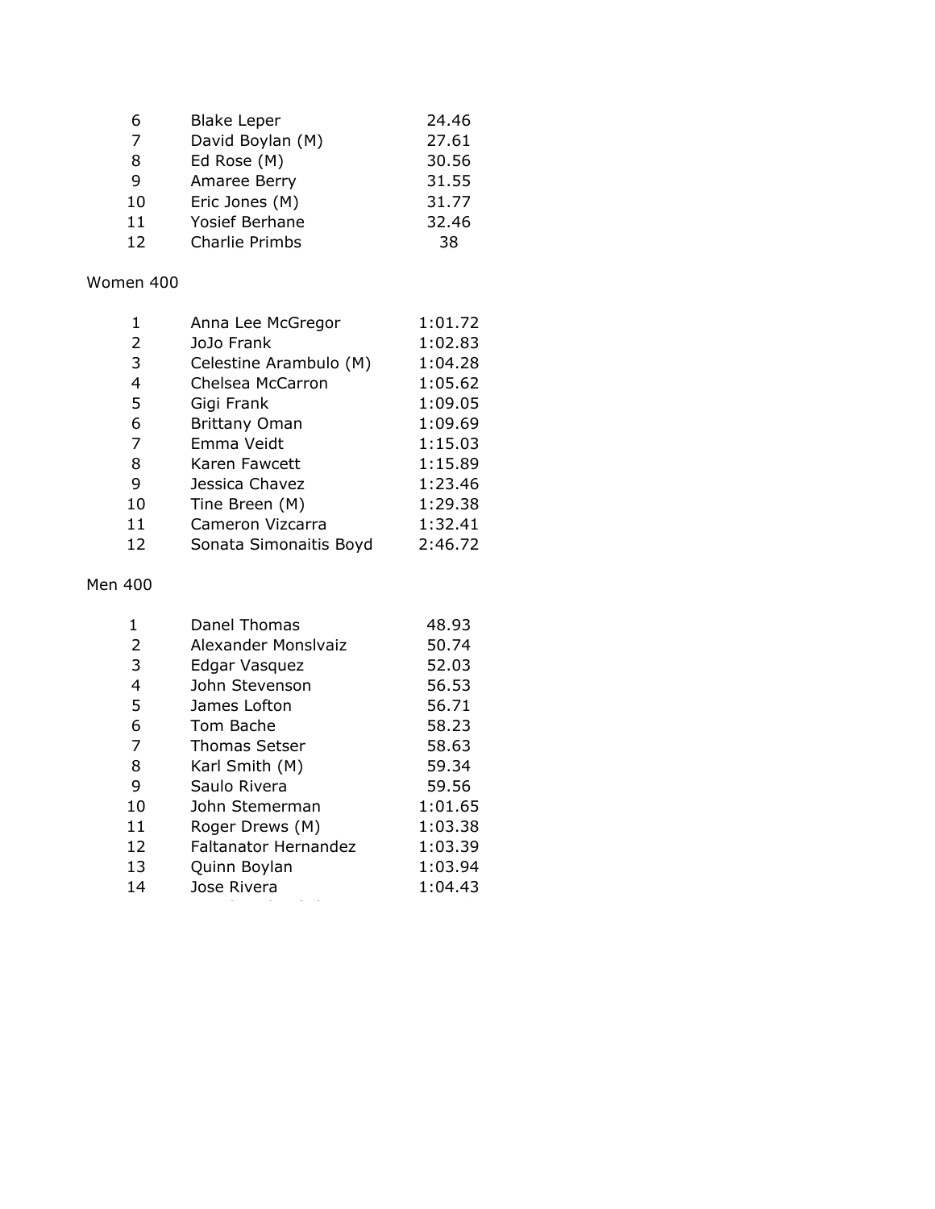| | | |
|---|---|---|
| 6 | Blake Leper | 24.46 |
| 7 | David Boylan (M) | 27.61 |
| 8 | Ed Rose (M) | 30.56 |
| 9 | Amaree Berry | 31.55 |
| 10 | Eric Jones (M) | 31.77 |
| 11 | Yosief Berhane | 32.46 |
| 12 | Charlie Primbs | 38 |

Women 400

| | | |
|---|---|---|
| 1 | Anna Lee McGregor | 1:01.72 |
| 2 | JoJo Frank | 1:02.83 |
| 3 | Celestine Arambulo (M) | 1:04.28 |
| 4 | Chelsea McCarron | 1:05.62 |
| 5 | Gigi Frank | 1:09.05 |
| 6 | Brittany Oman | 1:09.69 |
| 7 | Emma Veidt | 1:15.03 |
| 8 | Karen Fawcett | 1:15.89 |
| 9 | Jessica Chavez | 1:23.46 |
| 10 | Tine Breen (M) | 1:29.38 |
| 11 | Cameron Vizcarra | 1:32.41 |
| 12 | Sonata Simonaitis Boyd | 2:46.72 |

Men 400

| | | |
|---|---|---|
| 1 | Danel Thomas | 48.93 |
| 2 | Alexander Monslvaiz | 50.74 |
| 3 | Edgar Vasquez | 52.03 |
| 4 | John Stevenson | 56.53 |
| 5 | James Lofton | 56.71 |
| 6 | Tom Bache | 58.23 |
| 7 | Thomas Setser | 58.63 |
| 8 | Karl Smith (M) | 59.34 |
| 9 | Saulo Rivera | 59.56 |
| 10 | John Stemerman | 1:01.65 |
| 11 | Roger Drews (M) | 1:03.38 |
| 12 | Faltanator Hernandez | 1:03.39 |
| 13 | Quinn Boylan | 1:03.94 |
| 14 | Jose Rivera | 1:04.43 |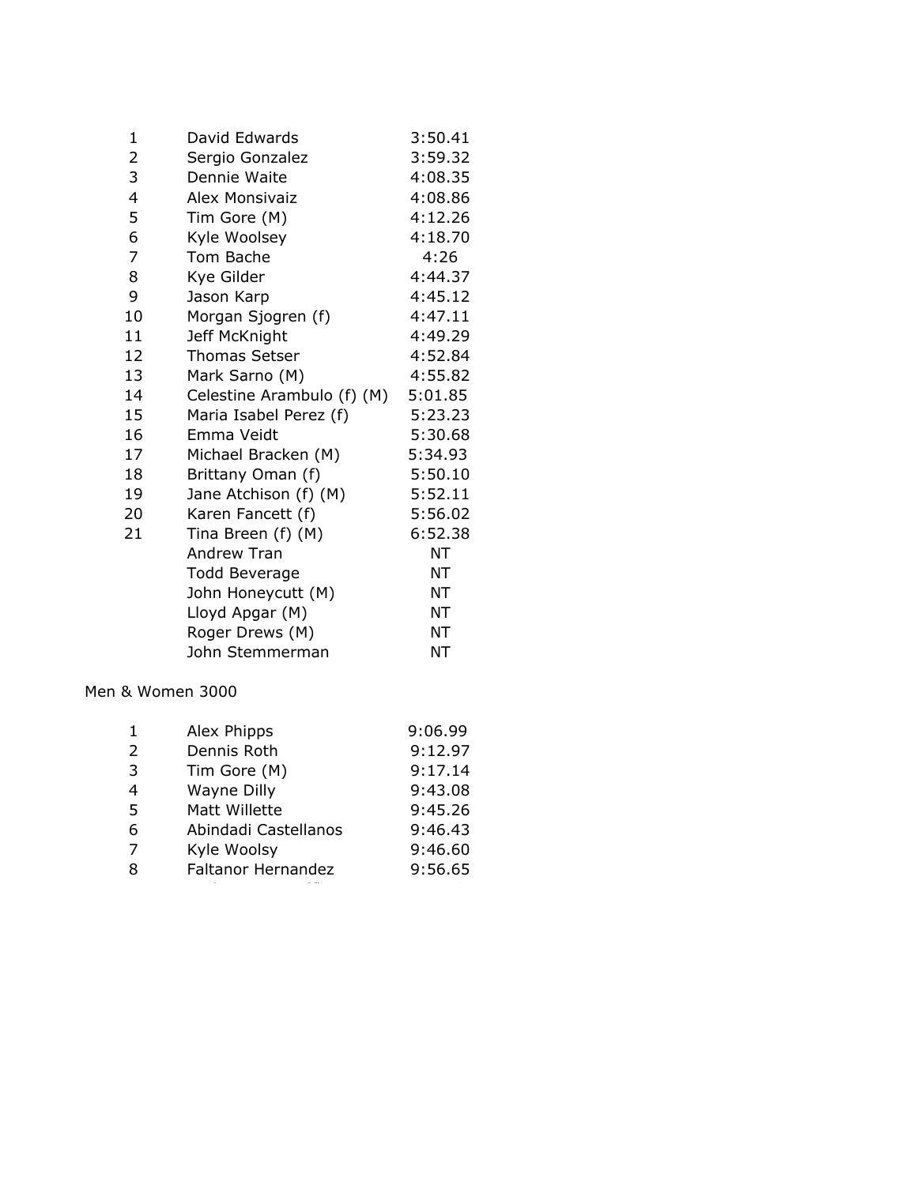| | | |
|---|---|---|
| 1 | David Edwards | 3:50.41 |
| 2 | Sergio Gonzalez | 3:59.32 |
| 3 | Dennie Waite | 4:08.35 |
| 4 | Alex Monsivaiz | 4:08.86 |
| 5 | Tim Gore (M) | 4:12.26 |
| 6 | Kyle Woolsey | 4:18.70 |
| 7 | Tom Bache | 4:26 |
| 8 | Kye Gilder | 4:44.37 |
| 9 | Jason Karp | 4:45.12 |
| 10 | Morgan Sjogren (f) | 4:47.11 |
| 11 | Jeff McKnight | 4:49.29 |
| 12 | Thomas Setser | 4:52.84 |
| 13 | Mark Sarno (M) | 4:55.82 |
| 14 | Celestine Arambulo (f) (M) | 5:01.85 |
| 15 | Maria Isabel Perez (f) | 5:23.23 |
| 16 | Emma Veidt | 5:30.68 |
| 17 | Michael Bracken (M) | 5:34.93 |
| 18 | Brittany Oman (f) | 5:50.10 |
| 19 | Jane Atchison (f) (M) | 5:52.11 |
| 20 | Karen Fancett (f) | 5:56.02 |
| 21 | Tina Breen (f) (M) | 6:52.38 |
| | Andrew Tran | NT |
| | Todd Beverage | NT |
| | John Honeycutt (M) | NT |
| | Lloyd Apgar (M) | NT |
| | Roger Drews (M) | NT |
| | John Stemmerman | NT |

Men & Women 3000

| | | |
|---|---|---|
| 1 | Alex Phipps | 9:06.99 |
| 2 | Dennis Roth | 9:12.97 |
| 3 | Tim Gore (M) | 9:17.14 |
| 4 | Wayne Dilly | 9:43.08 |
| 5 | Matt Willette | 9:45.26 |
| 6 | Abindadi Castellanos | 9:46.43 |
| 7 | Kyle Woolsy | 9:46.60 |
| 8 | Faltanor Hernandez | 9:56.65 |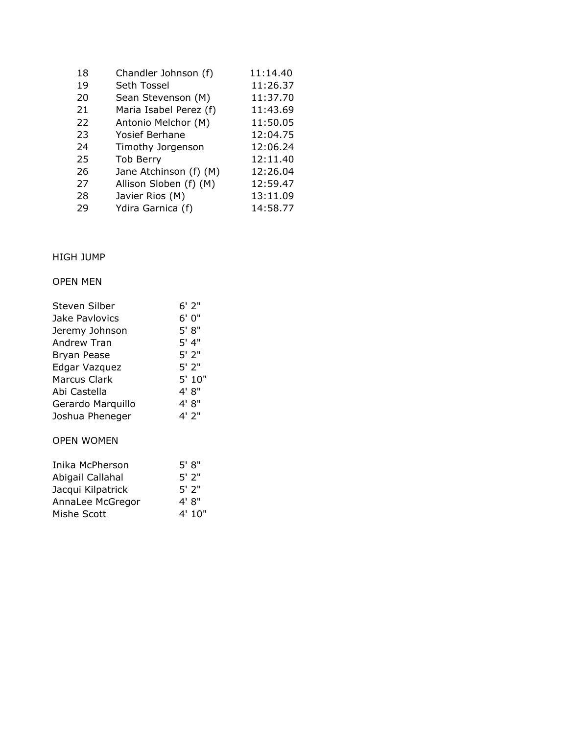| | | |
|---|---|---|
| 18 | Chandler Johnson (f) | 11:14.40 |
| 19 | Seth Tossel | 11:26.37 |
| 20 | Sean Stevenson (M) | 11:37.70 |
| 21 | Maria Isabel Perez (f) | 11:43.69 |
| 22 | Antonio Melchor (M) | 11:50.05 |
| 23 | Yosief Berhane | 12:04.75 |
| 24 | Timothy Jorgenson | 12:06.24 |
| 25 | Tob Berry | 12:11.40 |
| 26 | Jane Atchinson (f) (M) | 12:26.04 |
| 27 | Allison Sloben (f) (M) | 12:59.47 |
| 28 | Javier Rios (M) | 13:11.09 |
| 29 | Ydira Garnica (f) | 14:58.77 |

HIGH JUMP

OPEN MEN

| | |
|---|---|
| Steven Silber | 6' 2" |
| Jake Pavlovics | 6' 0" |
| Jeremy Johnson | 5' 8" |
| Andrew Tran | 5' 4" |
| Bryan Pease | 5' 2" |
| Edgar Vazquez | 5' 2" |
| Marcus Clark | 5' 10" |
| Abi Castella | 4' 8" |
| Gerardo Marquillo | 4' 8" |
| Joshua Pheneger | 4' 2" |

OPEN WOMEN

| | |
|---|---|
| Inika McPherson | 5' 8" |
| Abigail Callahal | 5' 2" |
| Jacqui Kilpatrick | 5' 2" |
| AnnaLee McGregor | 4' 8" |
| Mishe Scott | 4' 10" |